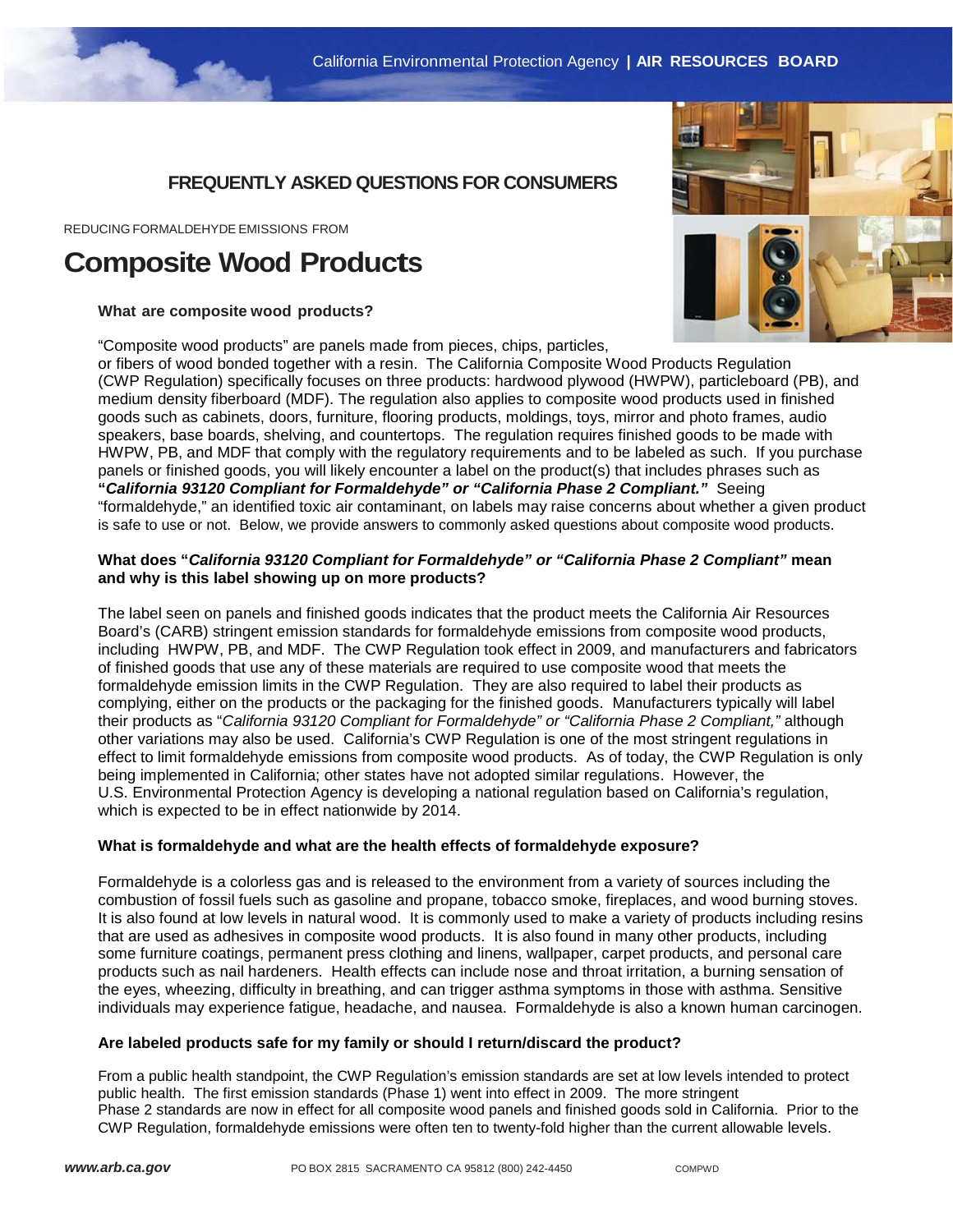California Environmental Protection Agency | **AIR RESOURCES BOARD**

## FREQUENTLY ASKED QUESTIONS FOR CONSUMERS

REDUCING FORMALDEHYDE EMISSIONS FROM

# Composite Wood Products

### What are composite wood products?

"Composite wood products" are panels made from pieces, chips, particles, or fibers of wood bonded together with a resin. The California Composite Wood Products Regulation (CWP Regulation) specifically focuses on three products: hardwood plywood (HWPW), particleboard (PB), and medium density fiberboard (MDF). The regulation also applies to composite wood products used in finished goods such as cabinets, doors, furniture, flooring products, moldings, toys, mirror and photo frames, audio speakers, base boards, shelving, and countertops. The regulation requires finished goods to be made with HWPW, PB, and MDF that comply with the regulatory requirements and to be labeled as such. If you purchase panels or finished goods, you will likely encounter a label on the product(s) that includes phrases such as **"*California 93120 Compliant for Formaldehyde" or "California Phase 2 Compliant."*** Seeing "formaldehyde," an identified toxic air contaminant, on labels may raise concerns about whether a given product is safe to use or not. Below, we provide answers to commonly asked questions about composite wood products.

### What does "*California 93120 Compliant for Formaldehyde" or "California Phase 2 Compliant"* mean and why is this label showing up on more products?

The label seen on panels and finished goods indicates that the product meets the California Air Resources Board's (CARB) stringent emission standards for formaldehyde emissions from composite wood products, including HWPW, PB, and MDF. The CWP Regulation took effect in 2009, and manufacturers and fabricators of finished goods that use any of these materials are required to use composite wood that meets the formaldehyde emission limits in the CWP Regulation. They are also required to label their products as complying, either on the products or the packaging for the finished goods. Manufacturers typically will label their products as "*California 93120 Compliant for Formaldehyde" or "California Phase 2 Compliant,"* although other variations may also be used. California's CWP Regulation is one of the most stringent regulations in effect to limit formaldehyde emissions from composite wood products. As of today, the CWP Regulation is only being implemented in California; other states have not adopted similar regulations. However, the U.S. Environmental Protection Agency is developing a national regulation based on California's regulation, which is expected to be in effect nationwide by 2014.

### What is formaldehyde and what are the health effects of formaldehyde exposure?

Formaldehyde is a colorless gas and is released to the environment from a variety of sources including the combustion of fossil fuels such as gasoline and propane, tobacco smoke, fireplaces, and wood burning stoves. It is also found at low levels in natural wood. It is commonly used to make a variety of products including resins that are used as adhesives in composite wood products. It is also found in many other products, including some furniture coatings, permanent press clothing and linens, wallpaper, carpet products, and personal care products such as nail hardeners. Health effects can include nose and throat irritation, a burning sensation of the eyes, wheezing, difficulty in breathing, and can trigger asthma symptoms in those with asthma. Sensitive individuals may experience fatigue, headache, and nausea. Formaldehyde is also a known human carcinogen.

### Are labeled products safe for my family or should I return/discard the product?

From a public health standpoint, the CWP Regulation's emission standards are set at low levels intended to protect public health. The first emission standards (Phase 1) went into effect in 2009. The more stringent Phase 2 standards are now in effect for all composite wood panels and finished goods sold in California. Prior to the CWP Regulation, formaldehyde emissions were often ten to twenty-fold higher than the current allowable levels.

*www.arb.ca.gov* PO BOX 2815 SACRAMENTO CA 95812 (800) 242-4450 COMPWD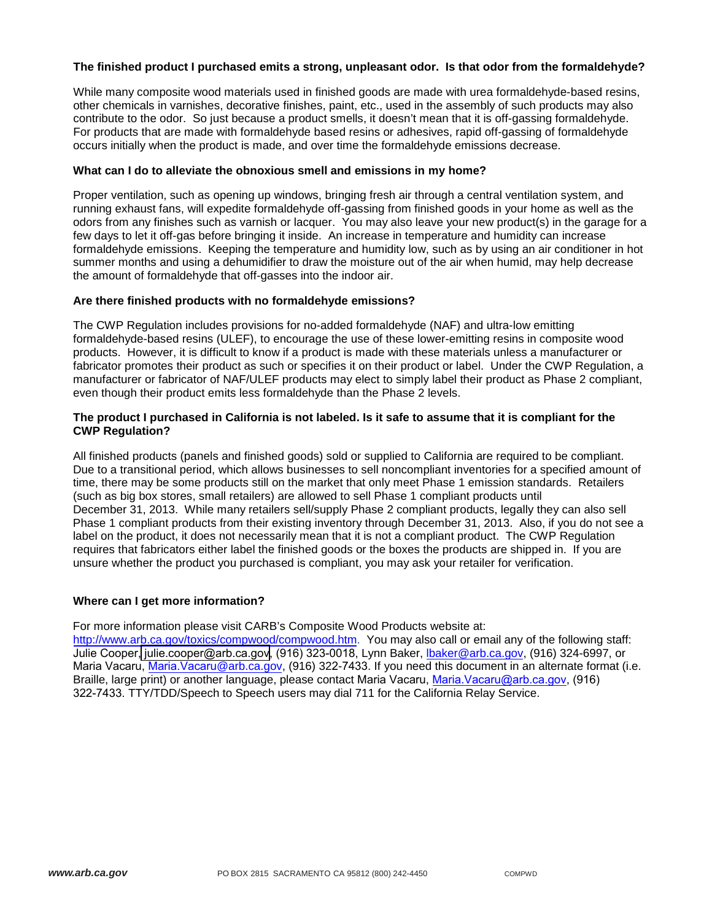**The finished product I purchased emits a strong, unpleasant odor. Is that odor from the formaldehyde?**

While many composite wood materials used in finished goods are made with urea formaldehyde-based resins, other chemicals in varnishes, decorative finishes, paint, etc., used in the assembly of such products may also contribute to the odor. So just because a product smells, it doesn't mean that it is off-gassing formaldehyde. For products that are made with formaldehyde based resins or adhesives, rapid off-gassing of formaldehyde occurs initially when the product is made, and over time the formaldehyde emissions decrease.

**What can I do to alleviate the obnoxious smell and emissions in my home?**

Proper ventilation, such as opening up windows, bringing fresh air through a central ventilation system, and running exhaust fans, will expedite formaldehyde off-gassing from finished goods in your home as well as the odors from any finishes such as varnish or lacquer. You may also leave your new product(s) in the garage for a few days to let it off-gas before bringing it inside. An increase in temperature and humidity can increase formaldehyde emissions. Keeping the temperature and humidity low, such as by using an air conditioner in hot summer months and using a dehumidifier to draw the moisture out of the air when humid, may help decrease the amount of formaldehyde that off-gasses into the indoor air.

**Are there finished products with no formaldehyde emissions?**

The CWP Regulation includes provisions for no-added formaldehyde (NAF) and ultra-low emitting formaldehyde-based resins (ULEF), to encourage the use of these lower-emitting resins in composite wood products. However, it is difficult to know if a product is made with these materials unless a manufacturer or fabricator promotes their product as such or specifies it on their product or label. Under the CWP Regulation, a manufacturer or fabricator of NAF/ULEF products may elect to simply label their product as Phase 2 compliant, even though their product emits less formaldehyde than the Phase 2 levels.

**The product I purchased in California is not labeled. Is it safe to assume that it is compliant for the CWP Regulation?**

All finished products (panels and finished goods) sold or supplied to California are required to be compliant. Due to a transitional period, which allows businesses to sell noncompliant inventories for a specified amount of time, there may be some products still on the market that only meet Phase 1 emission standards. Retailers (such as big box stores, small retailers) are allowed to sell Phase 1 compliant products until December 31, 2013. While many retailers sell/supply Phase 2 compliant products, legally they can also sell Phase 1 compliant products from their existing inventory through December 31, 2013. Also, if you do not see a label on the product, it does not necessarily mean that it is not a compliant product. The CWP Regulation requires that fabricators either label the finished goods or the boxes the products are shipped in. If you are unsure whether the product you purchased is compliant, you may ask your retailer for verification.

**Where can I get more information?**

For more information please visit CARB's Composite Wood Products website at: http://www.arb.ca.gov/toxics/compwood/compwood.htm. You may also call or email any of the following staff: Julie Cooper, julie.cooper@arb.ca.gov, (916) 323-0018, Lynn Baker, lbaker@arb.ca.gov, (916) 324-6997, or Maria Vacaru, Maria.Vacaru@arb.ca.gov, (916) 322-7433. If you need this document in an alternate format (i.e. Braille, large print) or another language, please contact Maria Vacaru, Maria.Vacaru@arb.ca.gov, (916) 322-7433. TTY/TDD/Speech to Speech users may dial 711 for the California Relay Service.